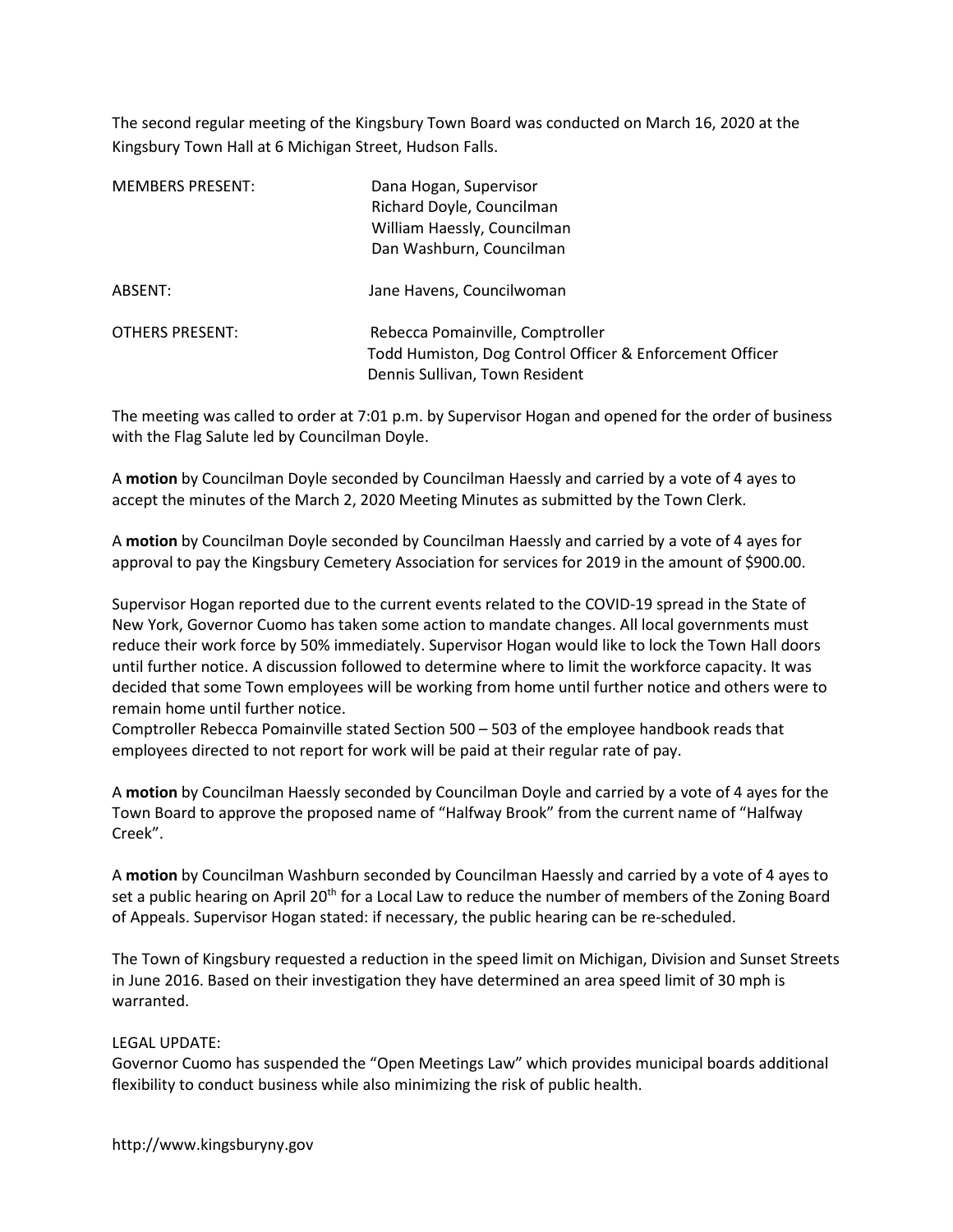The second regular meeting of the Kingsbury Town Board was conducted on March 16, 2020 at the Kingsbury Town Hall at 6 Michigan Street, Hudson Falls.

| | |
|---|---|
| MEMBERS PRESENT: | Dana Hogan, Supervisor<br>Richard Doyle, Councilman<br>William Haessly, Councilman<br>Dan Washburn, Councilman |
| ABSENT: | Jane Havens, Councilwoman |
| OTHERS PRESENT: | Rebecca Pomainville, Comptroller<br>Todd Humiston, Dog Control Officer & Enforcement Officer<br>Dennis Sullivan, Town Resident |

The meeting was called to order at 7:01 p.m. by Supervisor Hogan and opened for the order of business with the Flag Salute led by Councilman Doyle.

A **motion** by Councilman Doyle seconded by Councilman Haessly and carried by a vote of 4 ayes to accept the minutes of the March 2, 2020 Meeting Minutes as submitted by the Town Clerk.

A **motion** by Councilman Doyle seconded by Councilman Haessly and carried by a vote of 4 ayes for approval to pay the Kingsbury Cemetery Association for services for 2019 in the amount of $900.00.

Supervisor Hogan reported due to the current events related to the COVID-19 spread in the State of New York, Governor Cuomo has taken some action to mandate changes. All local governments must reduce their work force by 50% immediately. Supervisor Hogan would like to lock the Town Hall doors until further notice. A discussion followed to determine where to limit the workforce capacity. It was decided that some Town employees will be working from home until further notice and others were to remain home until further notice.
Comptroller Rebecca Pomainville stated Section 500 – 503 of the employee handbook reads that employees directed to not report for work will be paid at their regular rate of pay.

A **motion** by Councilman Haessly seconded by Councilman Doyle and carried by a vote of 4 ayes for the Town Board to approve the proposed name of "Halfway Brook" from the current name of "Halfway Creek".

A **motion** by Councilman Washburn seconded by Councilman Haessly and carried by a vote of 4 ayes to set a public hearing on April 20th for a Local Law to reduce the number of members of the Zoning Board of Appeals. Supervisor Hogan stated: if necessary, the public hearing can be re-scheduled.

The Town of Kingsbury requested a reduction in the speed limit on Michigan, Division and Sunset Streets in June 2016. Based on their investigation they have determined an area speed limit of 30 mph is warranted.

LEGAL UPDATE:
Governor Cuomo has suspended the "Open Meetings Law" which provides municipal boards additional flexibility to conduct business while also minimizing the risk of public health.

http://www.kingsburyny.gov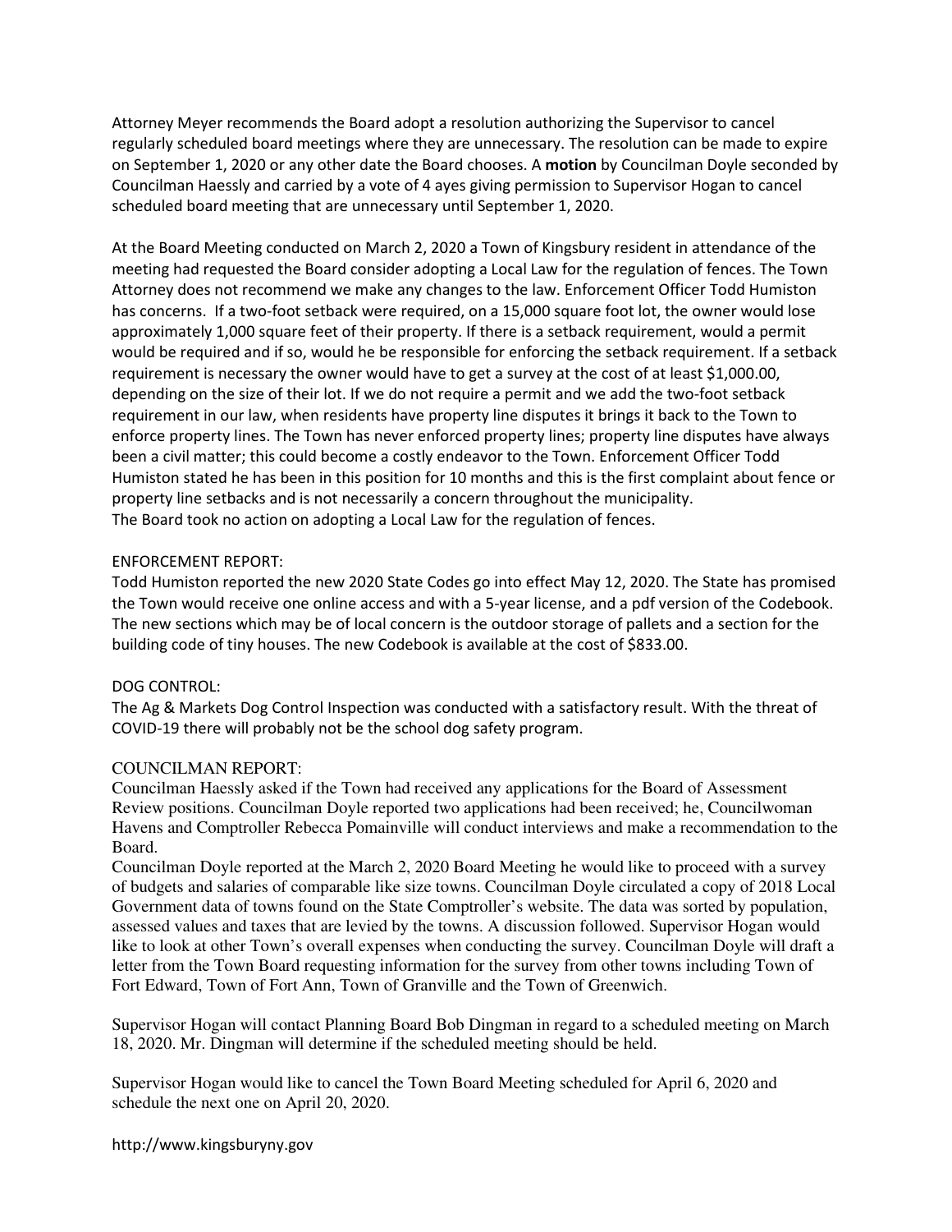Attorney Meyer recommends the Board adopt a resolution authorizing the Supervisor to cancel regularly scheduled board meetings where they are unnecessary. The resolution can be made to expire on September 1, 2020 or any other date the Board chooses. A **motion** by Councilman Doyle seconded by Councilman Haessly and carried by a vote of 4 ayes giving permission to Supervisor Hogan to cancel scheduled board meeting that are unnecessary until September 1, 2020.

At the Board Meeting conducted on March 2, 2020 a Town of Kingsbury resident in attendance of the meeting had requested the Board consider adopting a Local Law for the regulation of fences. The Town Attorney does not recommend we make any changes to the law. Enforcement Officer Todd Humiston has concerns. If a two-foot setback were required, on a 15,000 square foot lot, the owner would lose approximately 1,000 square feet of their property. If there is a setback requirement, would a permit would be required and if so, would he be responsible for enforcing the setback requirement. If a setback requirement is necessary the owner would have to get a survey at the cost of at least $1,000.00, depending on the size of their lot. If we do not require a permit and we add the two-foot setback requirement in our law, when residents have property line disputes it brings it back to the Town to enforce property lines. The Town has never enforced property lines; property line disputes have always been a civil matter; this could become a costly endeavor to the Town. Enforcement Officer Todd Humiston stated he has been in this position for 10 months and this is the first complaint about fence or property line setbacks and is not necessarily a concern throughout the municipality.
The Board took no action on adopting a Local Law for the regulation of fences.

ENFORCEMENT REPORT:
Todd Humiston reported the new 2020 State Codes go into effect May 12, 2020. The State has promised the Town would receive one online access and with a 5-year license, and a pdf version of the Codebook. The new sections which may be of local concern is the outdoor storage of pallets and a section for the building code of tiny houses. The new Codebook is available at the cost of $833.00.

DOG CONTROL:
The Ag & Markets Dog Control Inspection was conducted with a satisfactory result. With the threat of COVID-19 there will probably not be the school dog safety program.

COUNCILMAN REPORT:
Councilman Haessly asked if the Town had received any applications for the Board of Assessment Review positions. Councilman Doyle reported two applications had been received; he, Councilwoman Havens and Comptroller Rebecca Pomainville will conduct interviews and make a recommendation to the Board.
Councilman Doyle reported at the March 2, 2020 Board Meeting he would like to proceed with a survey of budgets and salaries of comparable like size towns. Councilman Doyle circulated a copy of 2018 Local Government data of towns found on the State Comptroller's website. The data was sorted by population, assessed values and taxes that are levied by the towns. A discussion followed. Supervisor Hogan would like to look at other Town's overall expenses when conducting the survey. Councilman Doyle will draft a letter from the Town Board requesting information for the survey from other towns including Town of Fort Edward, Town of Fort Ann, Town of Granville and the Town of Greenwich.

Supervisor Hogan will contact Planning Board Bob Dingman in regard to a scheduled meeting on March 18, 2020. Mr. Dingman will determine if the scheduled meeting should be held.

Supervisor Hogan would like to cancel the Town Board Meeting scheduled for April 6, 2020 and schedule the next one on April 20, 2020.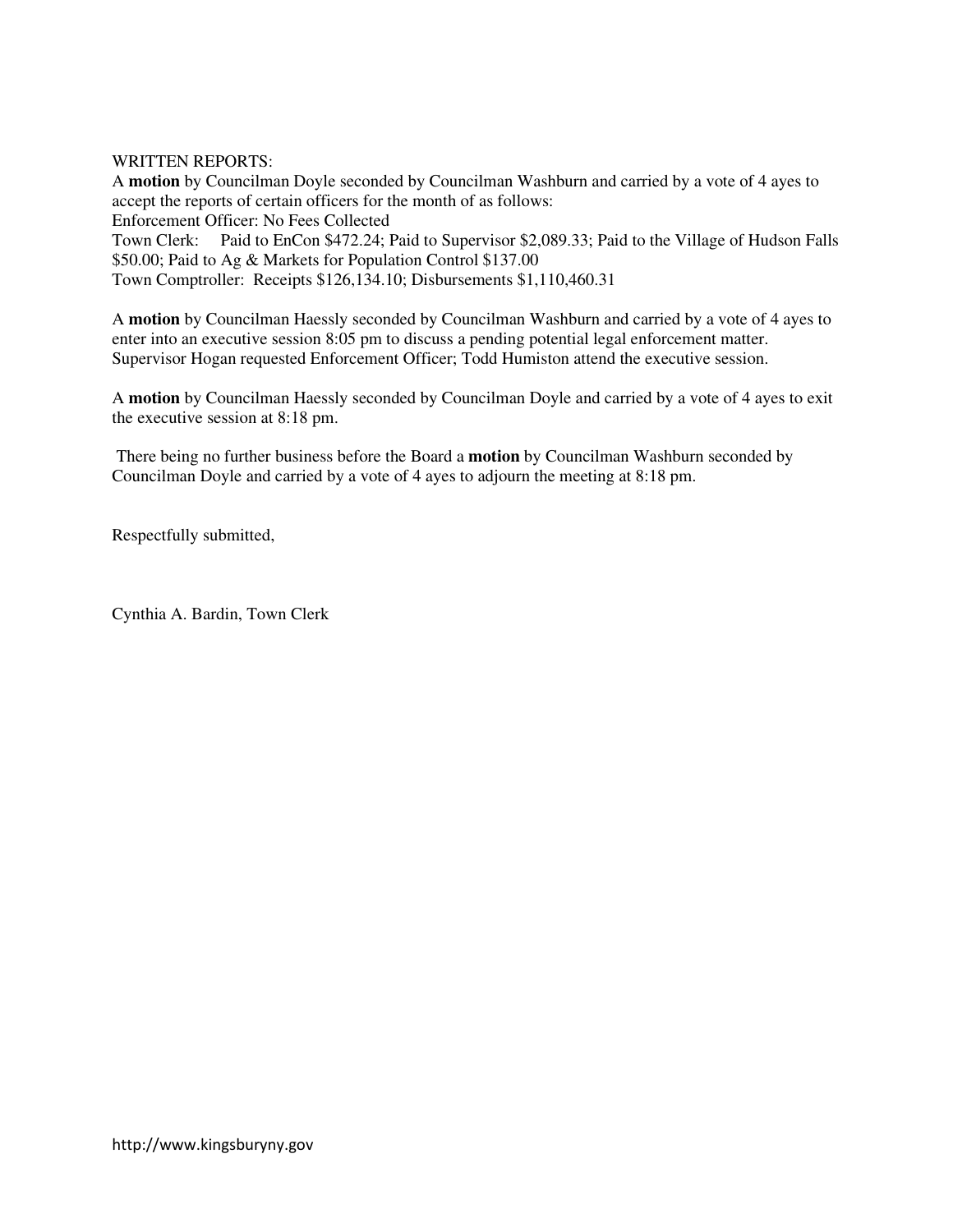WRITTEN REPORTS:

A **motion** by Councilman Doyle seconded by Councilman Washburn and carried by a vote of 4 ayes to accept the reports of certain officers for the month of as follows:

Enforcement Officer: No Fees Collected

Town Clerk: Paid to EnCon $472.24; Paid to Supervisor $2,089.33; Paid to the Village of Hudson Falls $50.00; Paid to Ag & Markets for Population Control $137.00

Town Comptroller: Receipts $126,134.10; Disbursements $1,110,460.31

A **motion** by Councilman Haessly seconded by Councilman Washburn and carried by a vote of 4 ayes to enter into an executive session 8:05 pm to discuss a pending potential legal enforcement matter. Supervisor Hogan requested Enforcement Officer; Todd Humiston attend the executive session.

A **motion** by Councilman Haessly seconded by Councilman Doyle and carried by a vote of 4 ayes to exit the executive session at 8:18 pm.

There being no further business before the Board a **motion** by Councilman Washburn seconded by Councilman Doyle and carried by a vote of 4 ayes to adjourn the meeting at 8:18 pm.

Respectfully submitted,

Cynthia A. Bardin, Town Clerk